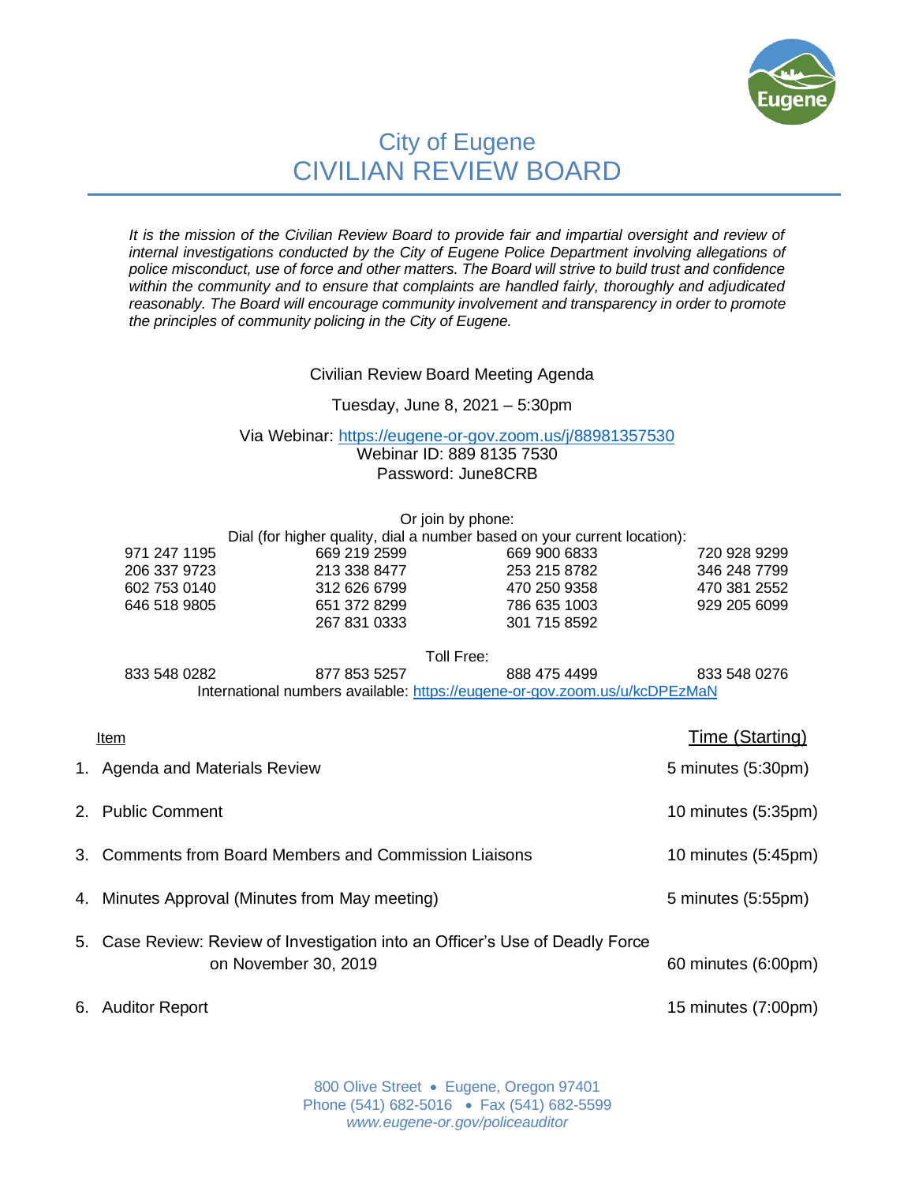# City of Eugene
# CIVILIAN REVIEW BOARD

*It is the mission of the Civilian Review Board to provide fair and impartial oversight and review of internal investigations conducted by the City of Eugene Police Department involving allegations of police misconduct, use of force and other matters. The Board will strive to build trust and confidence within the community and to ensure that complaints are handled fairly, thoroughly and adjudicated reasonably. The Board will encourage community involvement and transparency in order to promote the principles of community policing in the City of Eugene.*

Civilian Review Board Meeting Agenda

Tuesday, June 8, 2021 – 5:30pm

Via Webinar: https://eugene-or-gov.zoom.us/j/88981357530
Webinar ID: 889 8135 7530
Password: June8CRB

Or join by phone:
Dial (for higher quality, dial a number based on your current location):

| | | | |
|---|---|---|---|
| 971 247 1195 | 669 219 2599 | 669 900 6833 | 720 928 9299 |
| 206 337 9723 | 213 338 8477 | 253 215 8782 | 346 248 7799 |
| 602 753 0140 | 312 626 6799 | 470 250 9358 | 470 381 2552 |
| 646 518 9805 | 651 372 8299 | 786 635 1003 | 929 205 6099 |
| | 267 831 0333 | 301 715 8592 | |

Toll Free:

| | | | |
|---|---|---|---|
| 833 548 0282 | 877 853 5257 | 888 475 4499 | 833 548 0276 |

International numbers available: https://eugene-or-gov.zoom.us/u/kcDPEzMaN

| Item | Time (Starting) |
|---|---|
| 1. Agenda and Materials Review | 5 minutes (5:30pm) |
| 2. Public Comment | 10 minutes (5:35pm) |
| 3. Comments from Board Members and Commission Liaisons | 10 minutes (5:45pm) |
| 4. Minutes Approval (Minutes from May meeting) | 5 minutes (5:55pm) |
| 5. Case Review: Review of Investigation into an Officer's Use of Deadly Force on November 30, 2019 | 60 minutes (6:00pm) |
| 6. Auditor Report | 15 minutes (7:00pm) |

800 Olive Street • Eugene, Oregon 97401
Phone (541) 682-5016 • Fax (541) 682-5599
*www.eugene-or.gov/policeauditor*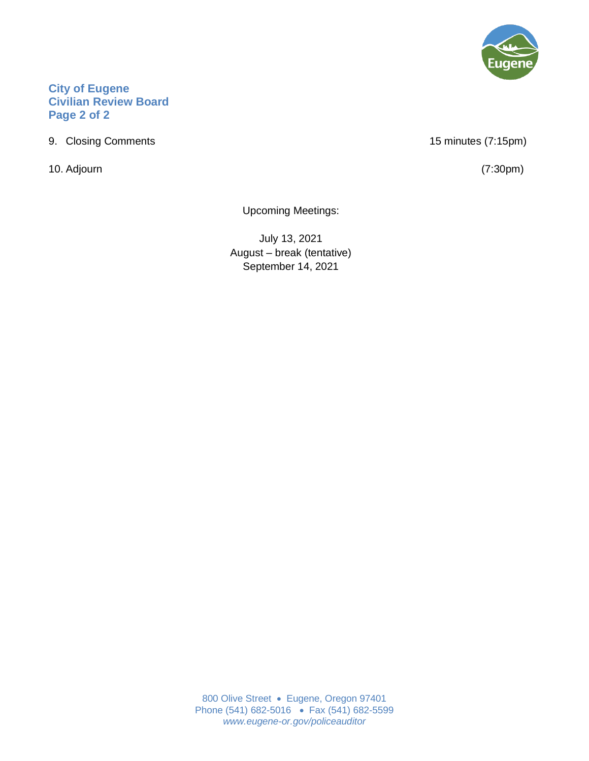9. Closing Comments 15 minutes (7:15pm)

10. Adjourn (7:30pm)

Upcoming Meetings:

July 13, 2021
August – break (tentative)
September 14, 2021

800 Olive Street • Eugene, Oregon 97401
Phone (541) 682-5016 • Fax (541) 682-5599
*www.eugene-or.gov/policeauditor*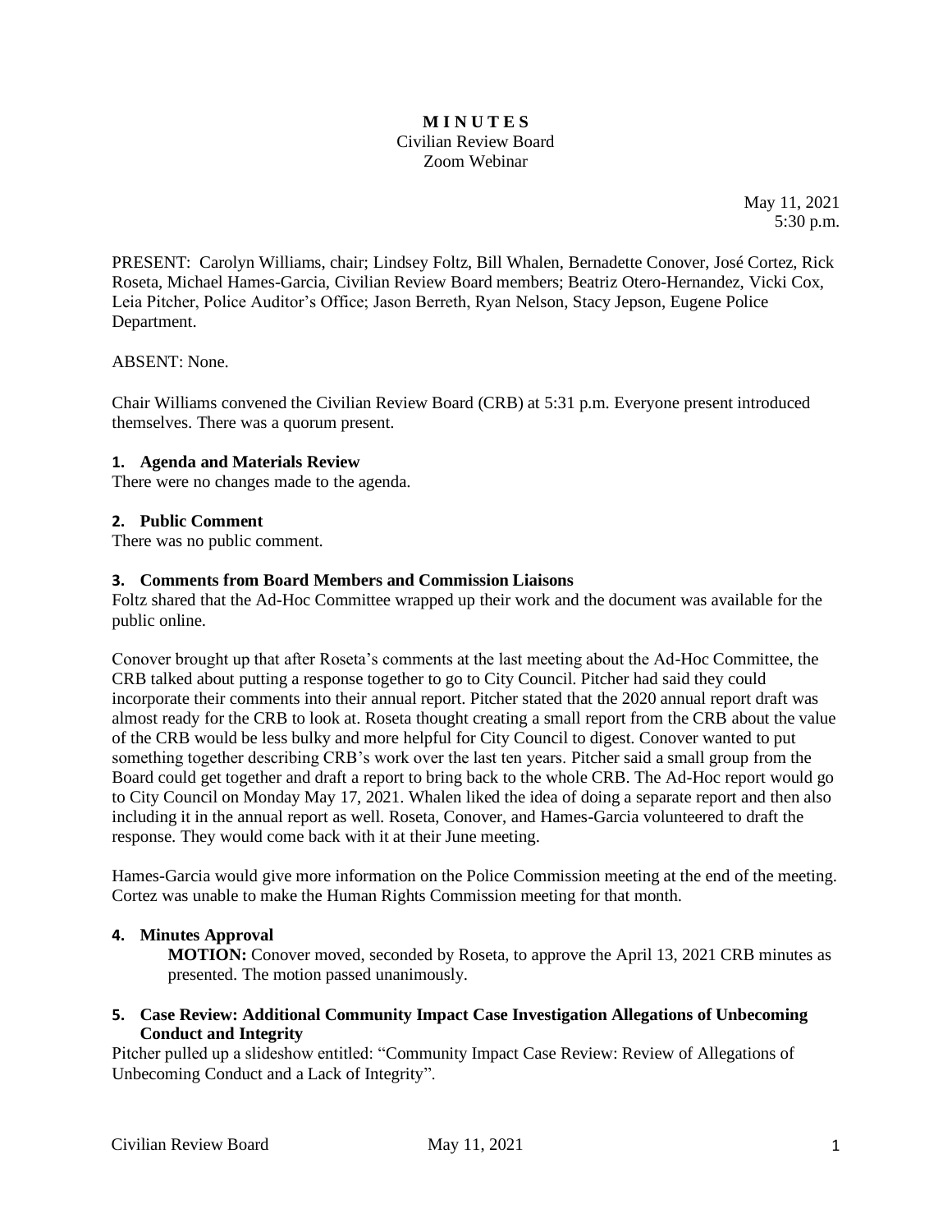# M I N U T E S

Civilian Review Board
Zoom Webinar

May 11, 2021
5:30 p.m.

PRESENT: Carolyn Williams, chair; Lindsey Foltz, Bill Whalen, Bernadette Conover, José Cortez, Rick Roseta, Michael Hames-Garcia, Civilian Review Board members; Beatriz Otero-Hernandez, Vicki Cox, Leia Pitcher, Police Auditor's Office; Jason Berreth, Ryan Nelson, Stacy Jepson, Eugene Police Department.

ABSENT: None.

Chair Williams convened the Civilian Review Board (CRB) at 5:31 p.m. Everyone present introduced themselves. There was a quorum present.

**1. Agenda and Materials Review**

There were no changes made to the agenda.

**2. Public Comment**

There was no public comment.

**3. Comments from Board Members and Commission Liaisons**

Foltz shared that the Ad-Hoc Committee wrapped up their work and the document was available for the public online.

Conover brought up that after Roseta's comments at the last meeting about the Ad-Hoc Committee, the CRB talked about putting a response together to go to City Council. Pitcher had said they could incorporate their comments into their annual report. Pitcher stated that the 2020 annual report draft was almost ready for the CRB to look at. Roseta thought creating a small report from the CRB about the value of the CRB would be less bulky and more helpful for City Council to digest. Conover wanted to put something together describing CRB's work over the last ten years. Pitcher said a small group from the Board could get together and draft a report to bring back to the whole CRB. The Ad-Hoc report would go to City Council on Monday May 17, 2021. Whalen liked the idea of doing a separate report and then also including it in the annual report as well. Roseta, Conover, and Hames-Garcia volunteered to draft the response. They would come back with it at their June meeting.

Hames-Garcia would give more information on the Police Commission meeting at the end of the meeting. Cortez was unable to make the Human Rights Commission meeting for that month.

**4. Minutes Approval**

**MOTION:** Conover moved, seconded by Roseta, to approve the April 13, 2021 CRB minutes as presented. The motion passed unanimously.

**5. Case Review: Additional Community Impact Case Investigation Allegations of Unbecoming Conduct and Integrity**

Pitcher pulled up a slideshow entitled: "Community Impact Case Review: Review of Allegations of Unbecoming Conduct and a Lack of Integrity".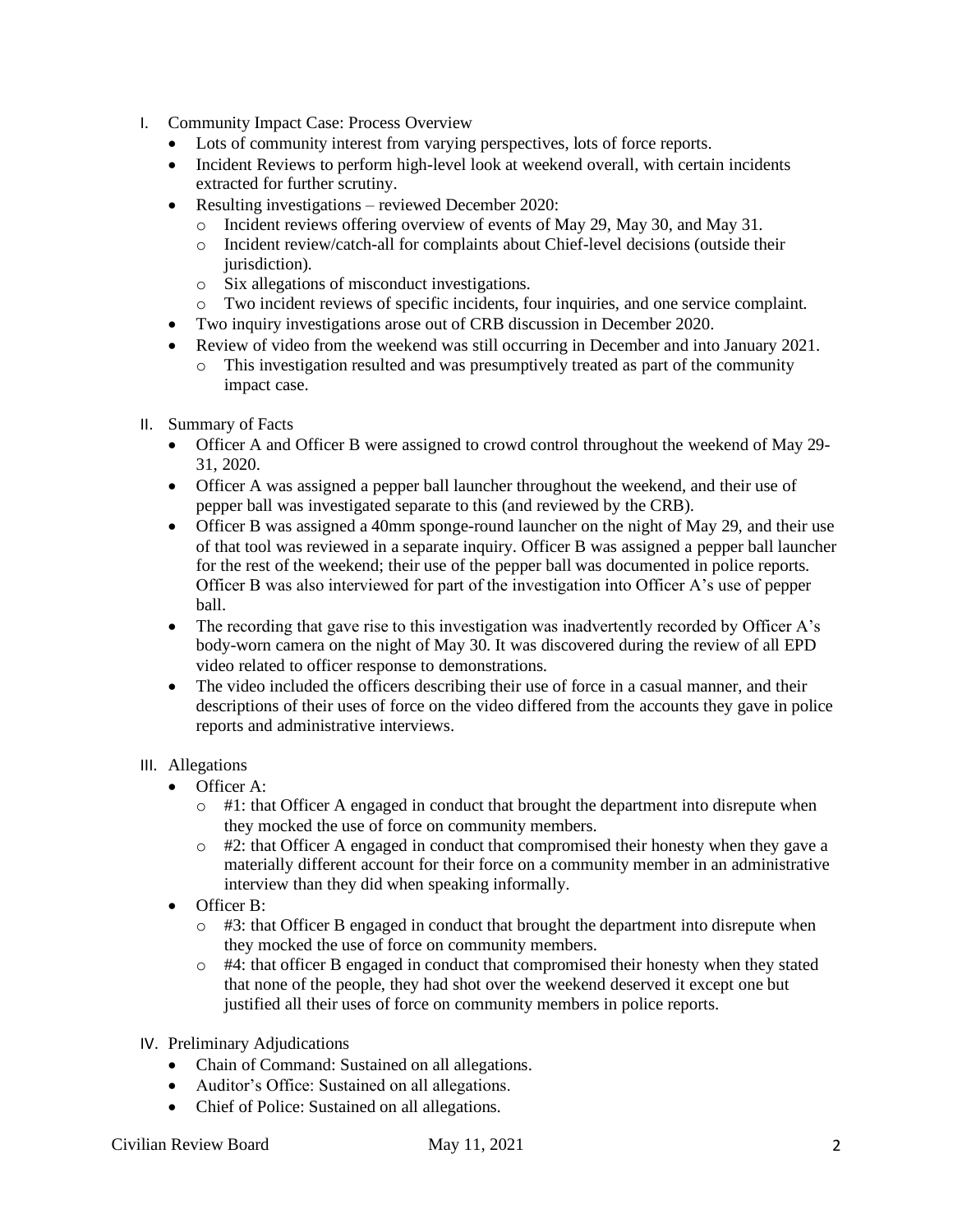I. Community Impact Case: Process Overview
   - Lots of community interest from varying perspectives, lots of force reports.
   - Incident Reviews to perform high-level look at weekend overall, with certain incidents extracted for further scrutiny.
   - Resulting investigations – reviewed December 2020:
     - Incident reviews offering overview of events of May 29, May 30, and May 31.
     - Incident review/catch-all for complaints about Chief-level decisions (outside their jurisdiction).
     - Six allegations of misconduct investigations.
     - Two incident reviews of specific incidents, four inquiries, and one service complaint.
   - Two inquiry investigations arose out of CRB discussion in December 2020.
   - Review of video from the weekend was still occurring in December and into January 2021.
     - This investigation resulted and was presumptively treated as part of the community impact case.

II. Summary of Facts
   - Officer A and Officer B were assigned to crowd control throughout the weekend of May 29-31, 2020.
   - Officer A was assigned a pepper ball launcher throughout the weekend, and their use of pepper ball was investigated separate to this (and reviewed by the CRB).
   - Officer B was assigned a 40mm sponge-round launcher on the night of May 29, and their use of that tool was reviewed in a separate inquiry. Officer B was assigned a pepper ball launcher for the rest of the weekend; their use of the pepper ball was documented in police reports. Officer B was also interviewed for part of the investigation into Officer A's use of pepper ball.
   - The recording that gave rise to this investigation was inadvertently recorded by Officer A's body-worn camera on the night of May 30. It was discovered during the review of all EPD video related to officer response to demonstrations.
   - The video included the officers describing their use of force in a casual manner, and their descriptions of their uses of force on the video differed from the accounts they gave in police reports and administrative interviews.

III. Allegations
   - Officer A:
     - #1: that Officer A engaged in conduct that brought the department into disrepute when they mocked the use of force on community members.
     - #2: that Officer A engaged in conduct that compromised their honesty when they gave a materially different account for their force on a community member in an administrative interview than they did when speaking informally.
   - Officer B:
     - #3: that Officer B engaged in conduct that brought the department into disrepute when they mocked the use of force on community members.
     - #4: that officer B engaged in conduct that compromised their honesty when they stated that none of the people, they had shot over the weekend deserved it except one but justified all their uses of force on community members in police reports.

IV. Preliminary Adjudications
   - Chain of Command: Sustained on all allegations.
   - Auditor's Office: Sustained on all allegations.
   - Chief of Police: Sustained on all allegations.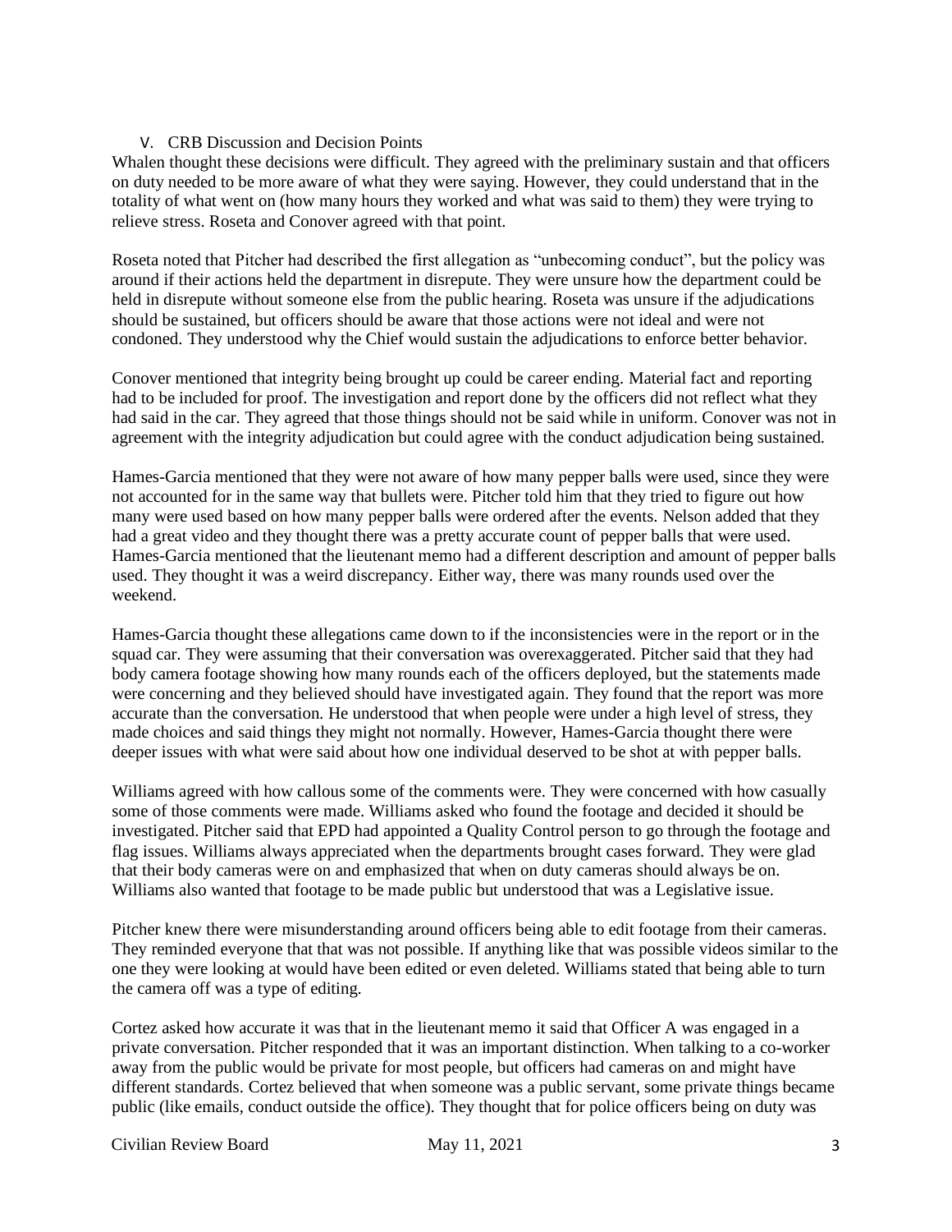V. CRB Discussion and Decision Points

Whalen thought these decisions were difficult. They agreed with the preliminary sustain and that officers on duty needed to be more aware of what they were saying. However, they could understand that in the totality of what went on (how many hours they worked and what was said to them) they were trying to relieve stress. Roseta and Conover agreed with that point.

Roseta noted that Pitcher had described the first allegation as "unbecoming conduct", but the policy was around if their actions held the department in disrepute. They were unsure how the department could be held in disrepute without someone else from the public hearing. Roseta was unsure if the adjudications should be sustained, but officers should be aware that those actions were not ideal and were not condoned. They understood why the Chief would sustain the adjudications to enforce better behavior.

Conover mentioned that integrity being brought up could be career ending. Material fact and reporting had to be included for proof. The investigation and report done by the officers did not reflect what they had said in the car. They agreed that those things should not be said while in uniform. Conover was not in agreement with the integrity adjudication but could agree with the conduct adjudication being sustained.

Hames-Garcia mentioned that they were not aware of how many pepper balls were used, since they were not accounted for in the same way that bullets were. Pitcher told him that they tried to figure out how many were used based on how many pepper balls were ordered after the events. Nelson added that they had a great video and they thought there was a pretty accurate count of pepper balls that were used. Hames-Garcia mentioned that the lieutenant memo had a different description and amount of pepper balls used. They thought it was a weird discrepancy. Either way, there was many rounds used over the weekend.

Hames-Garcia thought these allegations came down to if the inconsistencies were in the report or in the squad car. They were assuming that their conversation was overexaggerated. Pitcher said that they had body camera footage showing how many rounds each of the officers deployed, but the statements made were concerning and they believed should have investigated again. They found that the report was more accurate than the conversation. He understood that when people were under a high level of stress, they made choices and said things they might not normally. However, Hames-Garcia thought there were deeper issues with what were said about how one individual deserved to be shot at with pepper balls.

Williams agreed with how callous some of the comments were. They were concerned with how casually some of those comments were made. Williams asked who found the footage and decided it should be investigated. Pitcher said that EPD had appointed a Quality Control person to go through the footage and flag issues. Williams always appreciated when the departments brought cases forward. They were glad that their body cameras were on and emphasized that when on duty cameras should always be on. Williams also wanted that footage to be made public but understood that was a Legislative issue.

Pitcher knew there were misunderstanding around officers being able to edit footage from their cameras. They reminded everyone that that was not possible. If anything like that was possible videos similar to the one they were looking at would have been edited or even deleted. Williams stated that being able to turn the camera off was a type of editing.

Cortez asked how accurate it was that in the lieutenant memo it said that Officer A was engaged in a private conversation. Pitcher responded that it was an important distinction. When talking to a co-worker away from the public would be private for most people, but officers had cameras on and might have different standards. Cortez believed that when someone was a public servant, some private things became public (like emails, conduct outside the office). They thought that for police officers being on duty was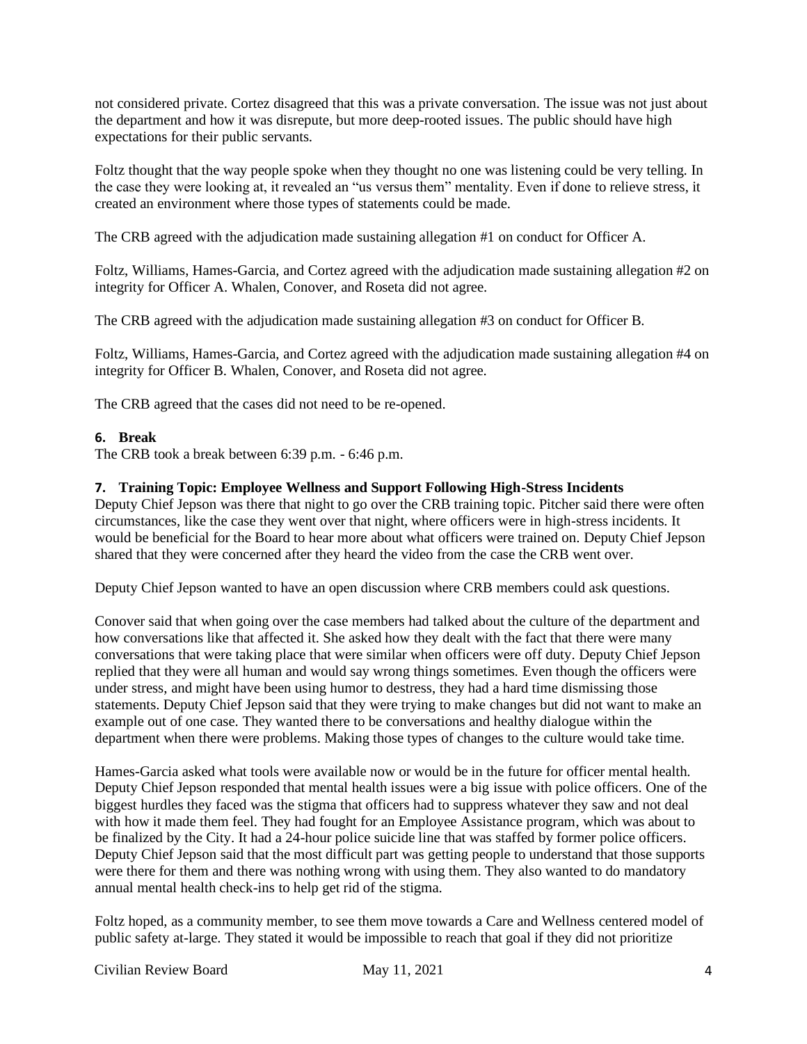not considered private. Cortez disagreed that this was a private conversation. The issue was not just about the department and how it was disrepute, but more deep-rooted issues. The public should have high expectations for their public servants.

Foltz thought that the way people spoke when they thought no one was listening could be very telling. In the case they were looking at, it revealed an "us versus them" mentality. Even if done to relieve stress, it created an environment where those types of statements could be made.

The CRB agreed with the adjudication made sustaining allegation #1 on conduct for Officer A.

Foltz, Williams, Hames-Garcia, and Cortez agreed with the adjudication made sustaining allegation #2 on integrity for Officer A. Whalen, Conover, and Roseta did not agree.

The CRB agreed with the adjudication made sustaining allegation #3 on conduct for Officer B.

Foltz, Williams, Hames-Garcia, and Cortez agreed with the adjudication made sustaining allegation #4 on integrity for Officer B. Whalen, Conover, and Roseta did not agree.

The CRB agreed that the cases did not need to be re-opened.

### 6. Break

The CRB took a break between 6:39 p.m. - 6:46 p.m.

### 7. Training Topic: Employee Wellness and Support Following High-Stress Incidents

Deputy Chief Jepson was there that night to go over the CRB training topic. Pitcher said there were often circumstances, like the case they went over that night, where officers were in high-stress incidents. It would be beneficial for the Board to hear more about what officers were trained on. Deputy Chief Jepson shared that they were concerned after they heard the video from the case the CRB went over.

Deputy Chief Jepson wanted to have an open discussion where CRB members could ask questions.

Conover said that when going over the case members had talked about the culture of the department and how conversations like that affected it. She asked how they dealt with the fact that there were many conversations that were taking place that were similar when officers were off duty. Deputy Chief Jepson replied that they were all human and would say wrong things sometimes. Even though the officers were under stress, and might have been using humor to destress, they had a hard time dismissing those statements. Deputy Chief Jepson said that they were trying to make changes but did not want to make an example out of one case. They wanted there to be conversations and healthy dialogue within the department when there were problems. Making those types of changes to the culture would take time.

Hames-Garcia asked what tools were available now or would be in the future for officer mental health. Deputy Chief Jepson responded that mental health issues were a big issue with police officers. One of the biggest hurdles they faced was the stigma that officers had to suppress whatever they saw and not deal with how it made them feel. They had fought for an Employee Assistance program, which was about to be finalized by the City. It had a 24-hour police suicide line that was staffed by former police officers. Deputy Chief Jepson said that the most difficult part was getting people to understand that those supports were there for them and there was nothing wrong with using them. They also wanted to do mandatory annual mental health check-ins to help get rid of the stigma.

Foltz hoped, as a community member, to see them move towards a Care and Wellness centered model of public safety at-large. They stated it would be impossible to reach that goal if they did not prioritize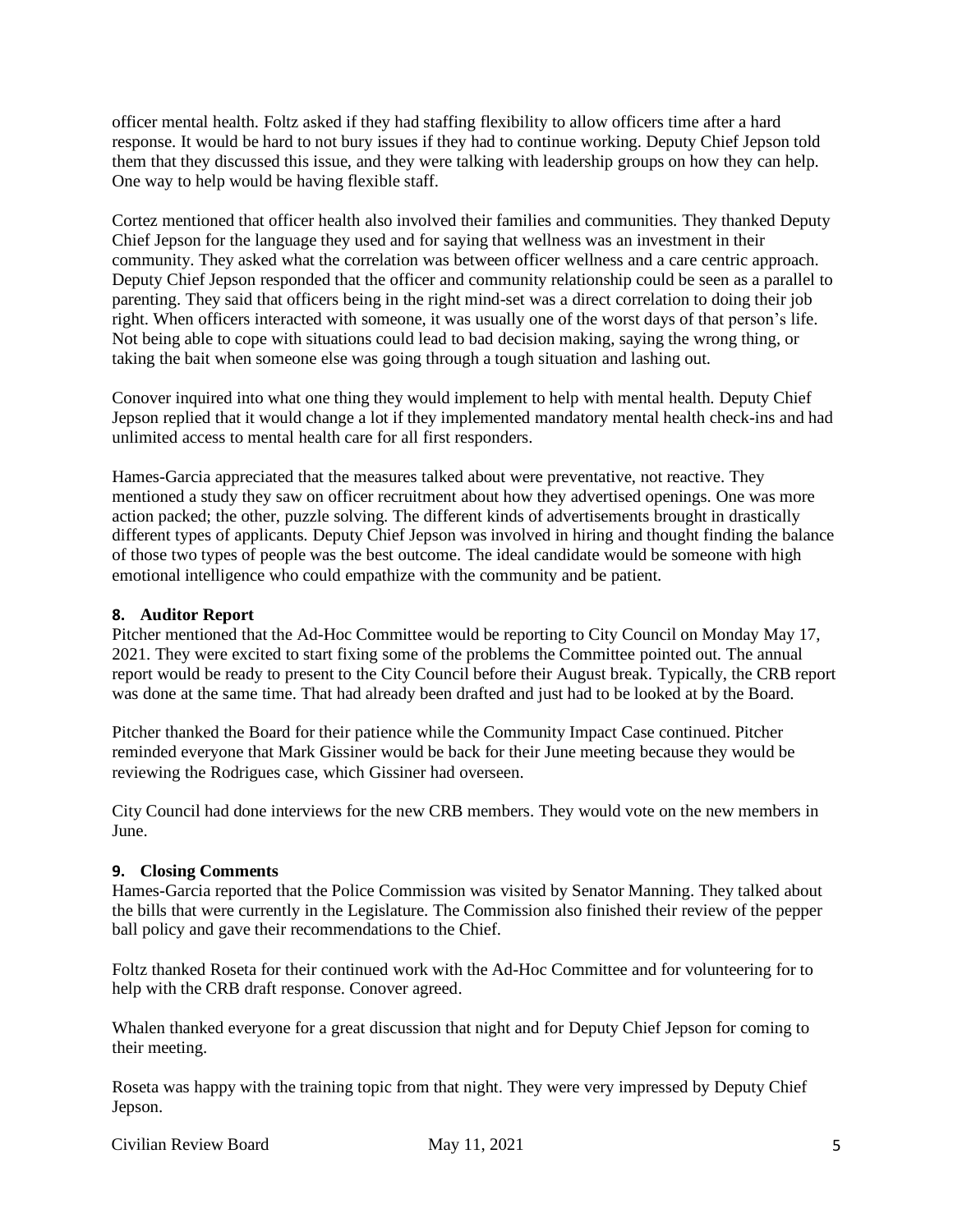officer mental health. Foltz asked if they had staffing flexibility to allow officers time after a hard response. It would be hard to not bury issues if they had to continue working. Deputy Chief Jepson told them that they discussed this issue, and they were talking with leadership groups on how they can help. One way to help would be having flexible staff.

Cortez mentioned that officer health also involved their families and communities. They thanked Deputy Chief Jepson for the language they used and for saying that wellness was an investment in their community. They asked what the correlation was between officer wellness and a care centric approach. Deputy Chief Jepson responded that the officer and community relationship could be seen as a parallel to parenting. They said that officers being in the right mind-set was a direct correlation to doing their job right. When officers interacted with someone, it was usually one of the worst days of that person's life. Not being able to cope with situations could lead to bad decision making, saying the wrong thing, or taking the bait when someone else was going through a tough situation and lashing out.

Conover inquired into what one thing they would implement to help with mental health. Deputy Chief Jepson replied that it would change a lot if they implemented mandatory mental health check-ins and had unlimited access to mental health care for all first responders.

Hames-Garcia appreciated that the measures talked about were preventative, not reactive. They mentioned a study they saw on officer recruitment about how they advertised openings. One was more action packed; the other, puzzle solving. The different kinds of advertisements brought in drastically different types of applicants. Deputy Chief Jepson was involved in hiring and thought finding the balance of those two types of people was the best outcome. The ideal candidate would be someone with high emotional intelligence who could empathize with the community and be patient.

**8. Auditor Report**

Pitcher mentioned that the Ad-Hoc Committee would be reporting to City Council on Monday May 17, 2021. They were excited to start fixing some of the problems the Committee pointed out. The annual report would be ready to present to the City Council before their August break. Typically, the CRB report was done at the same time. That had already been drafted and just had to be looked at by the Board.

Pitcher thanked the Board for their patience while the Community Impact Case continued. Pitcher reminded everyone that Mark Gissiner would be back for their June meeting because they would be reviewing the Rodrigues case, which Gissiner had overseen.

City Council had done interviews for the new CRB members. They would vote on the new members in June.

**9. Closing Comments**

Hames-Garcia reported that the Police Commission was visited by Senator Manning. They talked about the bills that were currently in the Legislature. The Commission also finished their review of the pepper ball policy and gave their recommendations to the Chief.

Foltz thanked Roseta for their continued work with the Ad-Hoc Committee and for volunteering for to help with the CRB draft response. Conover agreed.

Whalen thanked everyone for a great discussion that night and for Deputy Chief Jepson for coming to their meeting.

Roseta was happy with the training topic from that night. They were very impressed by Deputy Chief Jepson.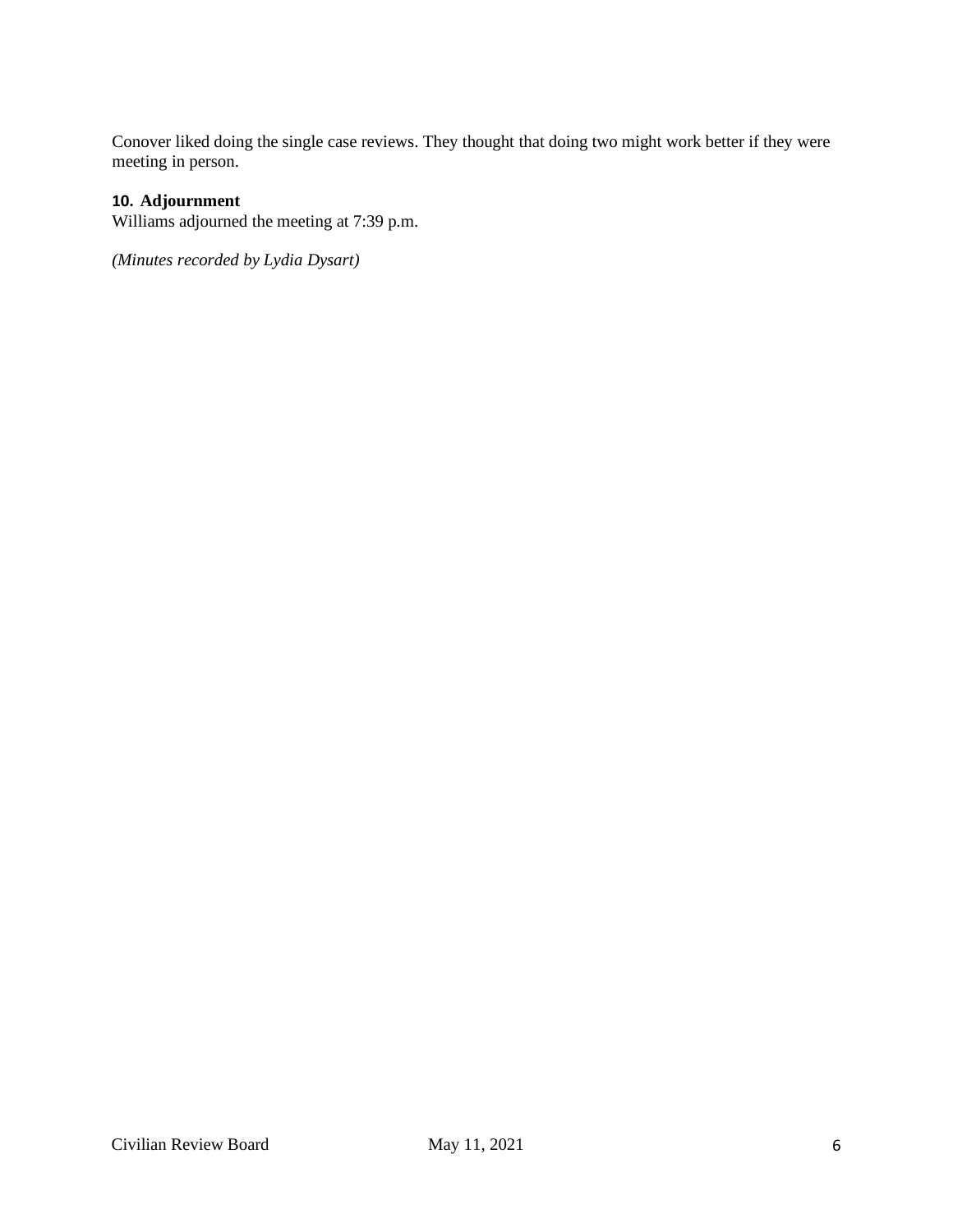Conover liked doing the single case reviews. They thought that doing two might work better if they were meeting in person.

**10. Adjournment**

Williams adjourned the meeting at 7:39 p.m.

*(Minutes recorded by Lydia Dysart)*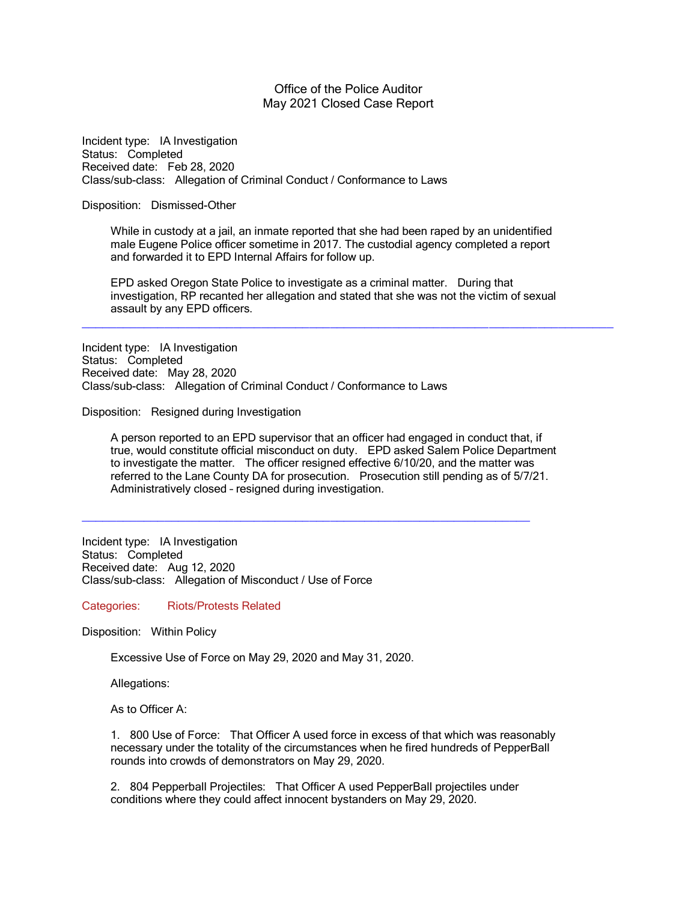# Office of the Police Auditor
## May 2021 Closed Case Report

Incident type: IA Investigation
Status: Completed
Received date: Feb 28, 2020
Class/sub-class: Allegation of Criminal Conduct / Conformance to Laws

Disposition: Dismissed-Other

> While in custody at a jail, an inmate reported that she had been raped by an unidentified male Eugene Police officer sometime in 2017. The custodial agency completed a report and forwarded it to EPD Internal Affairs for follow up.
>
> EPD asked Oregon State Police to investigate as a criminal matter. During that investigation, RP recanted her allegation and stated that she was not the victim of sexual assault by any EPD officers.

---

Incident type: IA Investigation
Status: Completed
Received date: May 28, 2020
Class/sub-class: Allegation of Criminal Conduct / Conformance to Laws

Disposition: Resigned during Investigation

> A person reported to an EPD supervisor that an officer had engaged in conduct that, if true, would constitute official misconduct on duty. EPD asked Salem Police Department to investigate the matter. The officer resigned effective 6/10/20, and the matter was referred to the Lane County DA for prosecution. Prosecution still pending as of 5/7/21. Administratively closed – resigned during investigation.

---

Incident type: IA Investigation
Status: Completed
Received date: Aug 12, 2020
Class/sub-class: Allegation of Misconduct / Use of Force

Categories: Riots/Protests Related

Disposition: Within Policy

> Excessive Use of Force on May 29, 2020 and May 31, 2020.
>
> Allegations:
>
> As to Officer A:
>
> 1. 800 Use of Force: That Officer A used force in excess of that which was reasonably necessary under the totality of the circumstances when he fired hundreds of PepperBall rounds into crowds of demonstrators on May 29, 2020.
>
> 2. 804 Pepperball Projectiles: That Officer A used PepperBall projectiles under conditions where they could affect innocent bystanders on May 29, 2020.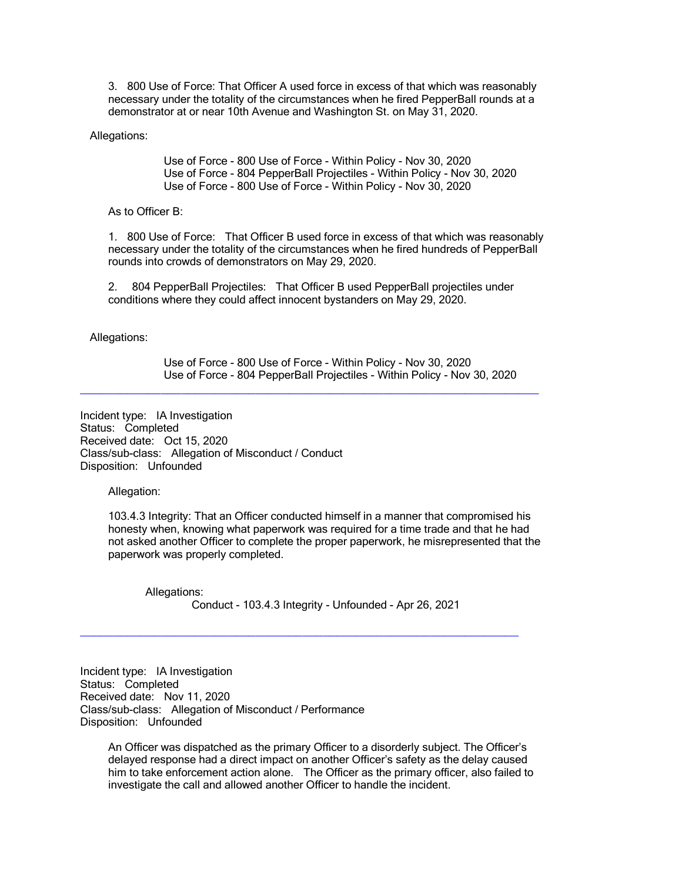3. 800 Use of Force: That Officer A used force in excess of that which was reasonably necessary under the totality of the circumstances when he fired PepperBall rounds at a demonstrator at or near 10th Avenue and Washington St. on May 31, 2020.

Allegations:

Use of Force - 800 Use of Force - Within Policy - Nov 30, 2020
Use of Force - 804 PepperBall Projectiles - Within Policy - Nov 30, 2020
Use of Force - 800 Use of Force - Within Policy - Nov 30, 2020

As to Officer B:

1. 800 Use of Force: That Officer B used force in excess of that which was reasonably necessary under the totality of the circumstances when he fired hundreds of PepperBall rounds into crowds of demonstrators on May 29, 2020.

2. 804 PepperBall Projectiles: That Officer B used PepperBall projectiles under conditions where they could affect innocent bystanders on May 29, 2020.

Allegations:

Use of Force - 800 Use of Force - Within Policy - Nov 30, 2020
Use of Force - 804 PepperBall Projectiles - Within Policy - Nov 30, 2020

---

Incident type: IA Investigation
Status: Completed
Received date: Oct 15, 2020
Class/sub-class: Allegation of Misconduct / Conduct
Disposition: Unfounded

Allegation:

103.4.3 Integrity: That an Officer conducted himself in a manner that compromised his honesty when, knowing what paperwork was required for a time trade and that he had not asked another Officer to complete the proper paperwork, he misrepresented that the paperwork was properly completed.

Allegations:
Conduct - 103.4.3 Integrity - Unfounded - Apr 26, 2021

---

Incident type: IA Investigation
Status: Completed
Received date: Nov 11, 2020
Class/sub-class: Allegation of Misconduct / Performance
Disposition: Unfounded

An Officer was dispatched as the primary Officer to a disorderly subject. The Officer's delayed response had a direct impact on another Officer's safety as the delay caused him to take enforcement action alone. The Officer as the primary officer, also failed to investigate the call and allowed another Officer to handle the incident.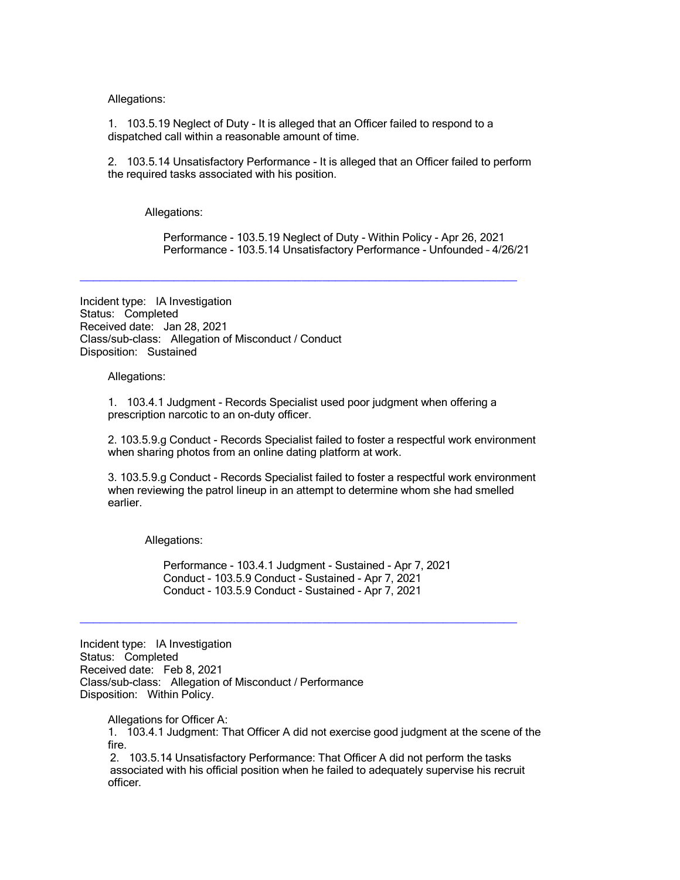Allegations:

1. 103.5.19 Neglect of Duty - It is alleged that an Officer failed to respond to a dispatched call within a reasonable amount of time.

2. 103.5.14 Unsatisfactory Performance - It is alleged that an Officer failed to perform the required tasks associated with his position.

Allegations:

Performance - 103.5.19 Neglect of Duty - Within Policy - Apr 26, 2021
Performance - 103.5.14 Unsatisfactory Performance - Unfounded – 4/26/21

---

Incident type: IA Investigation
Status: Completed
Received date: Jan 28, 2021
Class/sub-class: Allegation of Misconduct / Conduct
Disposition: Sustained

Allegations:

1. 103.4.1 Judgment - Records Specialist used poor judgment when offering a prescription narcotic to an on-duty officer.

2. 103.5.9.g Conduct - Records Specialist failed to foster a respectful work environment when sharing photos from an online dating platform at work.

3. 103.5.9.g Conduct - Records Specialist failed to foster a respectful work environment when reviewing the patrol lineup in an attempt to determine whom she had smelled earlier.

Allegations:

Performance - 103.4.1 Judgment - Sustained - Apr 7, 2021
Conduct - 103.5.9 Conduct - Sustained - Apr 7, 2021
Conduct - 103.5.9 Conduct - Sustained - Apr 7, 2021

---

Incident type: IA Investigation
Status: Completed
Received date: Feb 8, 2021
Class/sub-class: Allegation of Misconduct / Performance
Disposition: Within Policy.

Allegations for Officer A:

1. 103.4.1 Judgment: That Officer A did not exercise good judgment at the scene of the fire.

2. 103.5.14 Unsatisfactory Performance: That Officer A did not perform the tasks associated with his official position when he failed to adequately supervise his recruit officer.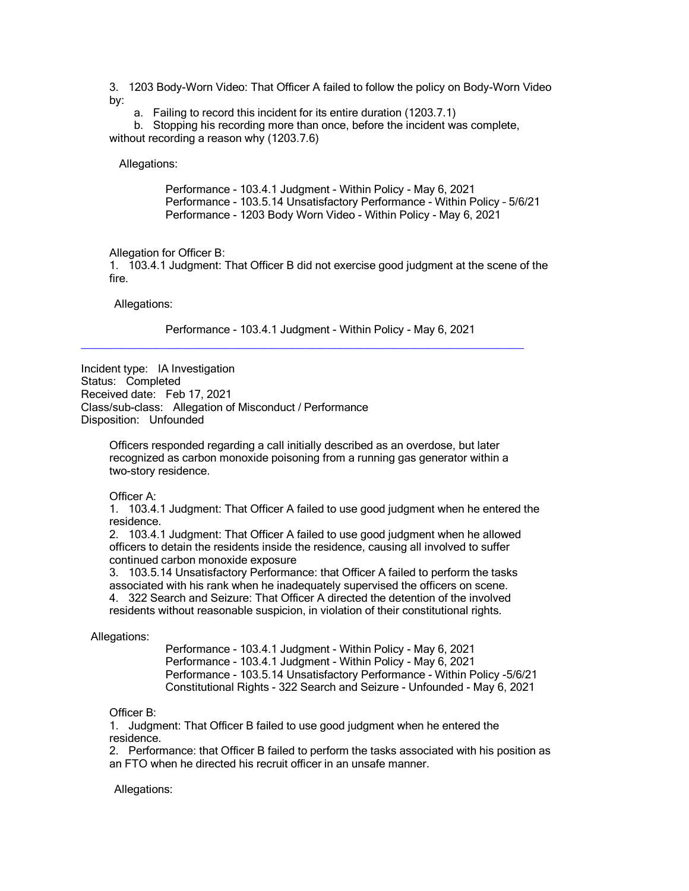3. 1203 Body-Worn Video: That Officer A failed to follow the policy on Body-Worn Video by:

   a. Failing to record this incident for its entire duration (1203.7.1)

   b. Stopping his recording more than once, before the incident was complete, without recording a reason why (1203.7.6)

Allegations:

Performance - 103.4.1 Judgment - Within Policy - May 6, 2021
Performance - 103.5.14 Unsatisfactory Performance - Within Policy – 5/6/21
Performance - 1203 Body Worn Video - Within Policy - May 6, 2021

Allegation for Officer B:

1. 103.4.1 Judgment: That Officer B did not exercise good judgment at the scene of the fire.

Allegations:

Performance - 103.4.1 Judgment - Within Policy - May 6, 2021

---

Incident type: IA Investigation
Status: Completed
Received date: Feb 17, 2021
Class/sub-class: Allegation of Misconduct / Performance
Disposition: Unfounded

Officers responded regarding a call initially described as an overdose, but later recognized as carbon monoxide poisoning from a running gas generator within a two-story residence.

Officer A:

1. 103.4.1 Judgment: That Officer A failed to use good judgment when he entered the residence.
2. 103.4.1 Judgment: That Officer A failed to use good judgment when he allowed officers to detain the residents inside the residence, causing all involved to suffer continued carbon monoxide exposure
3. 103.5.14 Unsatisfactory Performance: that Officer A failed to perform the tasks associated with his rank when he inadequately supervised the officers on scene.
4. 322 Search and Seizure: That Officer A directed the detention of the involved residents without reasonable suspicion, in violation of their constitutional rights.

Allegations:

Performance - 103.4.1 Judgment - Within Policy - May 6, 2021
Performance - 103.4.1 Judgment - Within Policy - May 6, 2021
Performance - 103.5.14 Unsatisfactory Performance - Within Policy -5/6/21
Constitutional Rights - 322 Search and Seizure - Unfounded - May 6, 2021

Officer B:

1. Judgment: That Officer B failed to use good judgment when he entered the residence.
2. Performance: that Officer B failed to perform the tasks associated with his position as an FTO when he directed his recruit officer in an unsafe manner.

Allegations: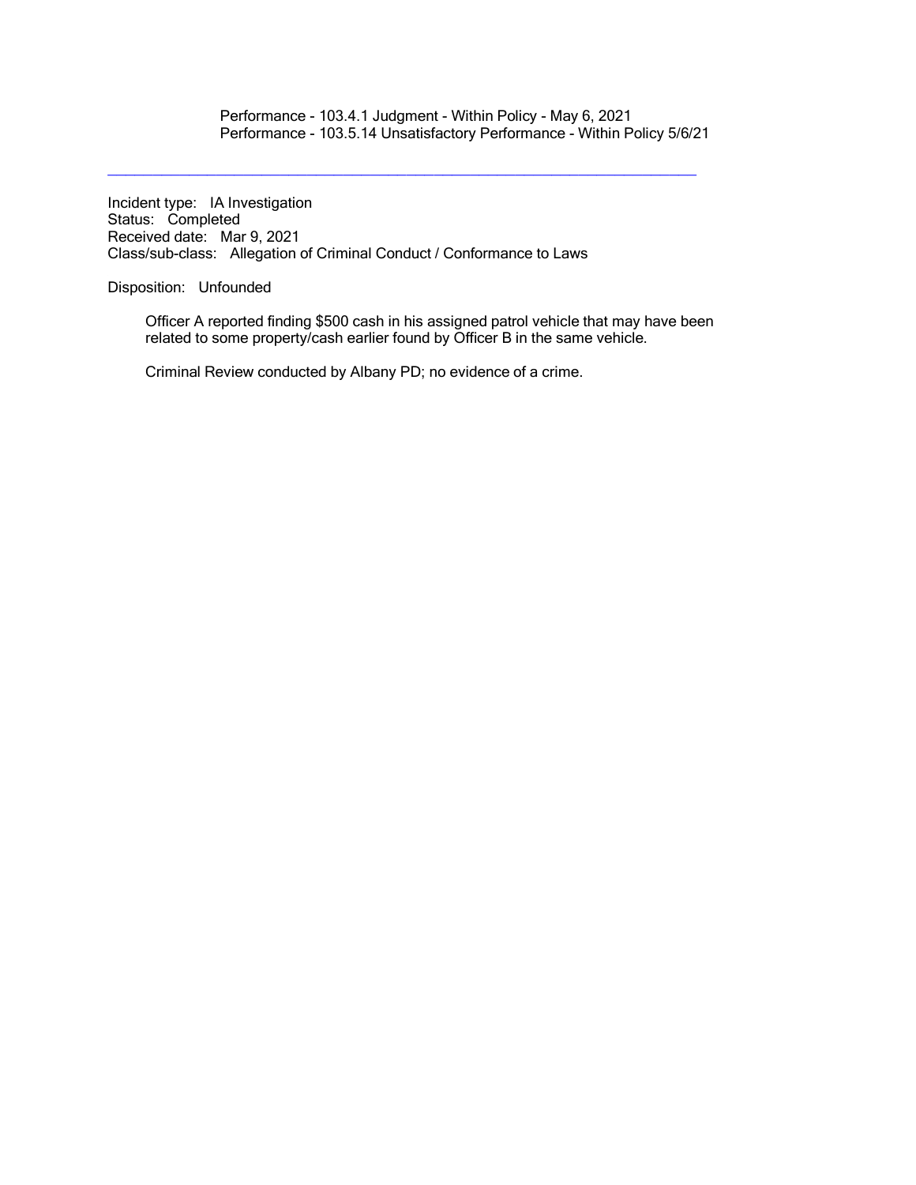Performance - 103.4.1 Judgment - Within Policy - May 6, 2021
Performance - 103.5.14 Unsatisfactory Performance - Within Policy 5/6/21

---

Incident type: IA Investigation
Status: Completed
Received date: Mar 9, 2021
Class/sub-class: Allegation of Criminal Conduct / Conformance to Laws

Disposition: Unfounded

Officer A reported finding $500 cash in his assigned patrol vehicle that may have been related to some property/cash earlier found by Officer B in the same vehicle.

Criminal Review conducted by Albany PD; no evidence of a crime.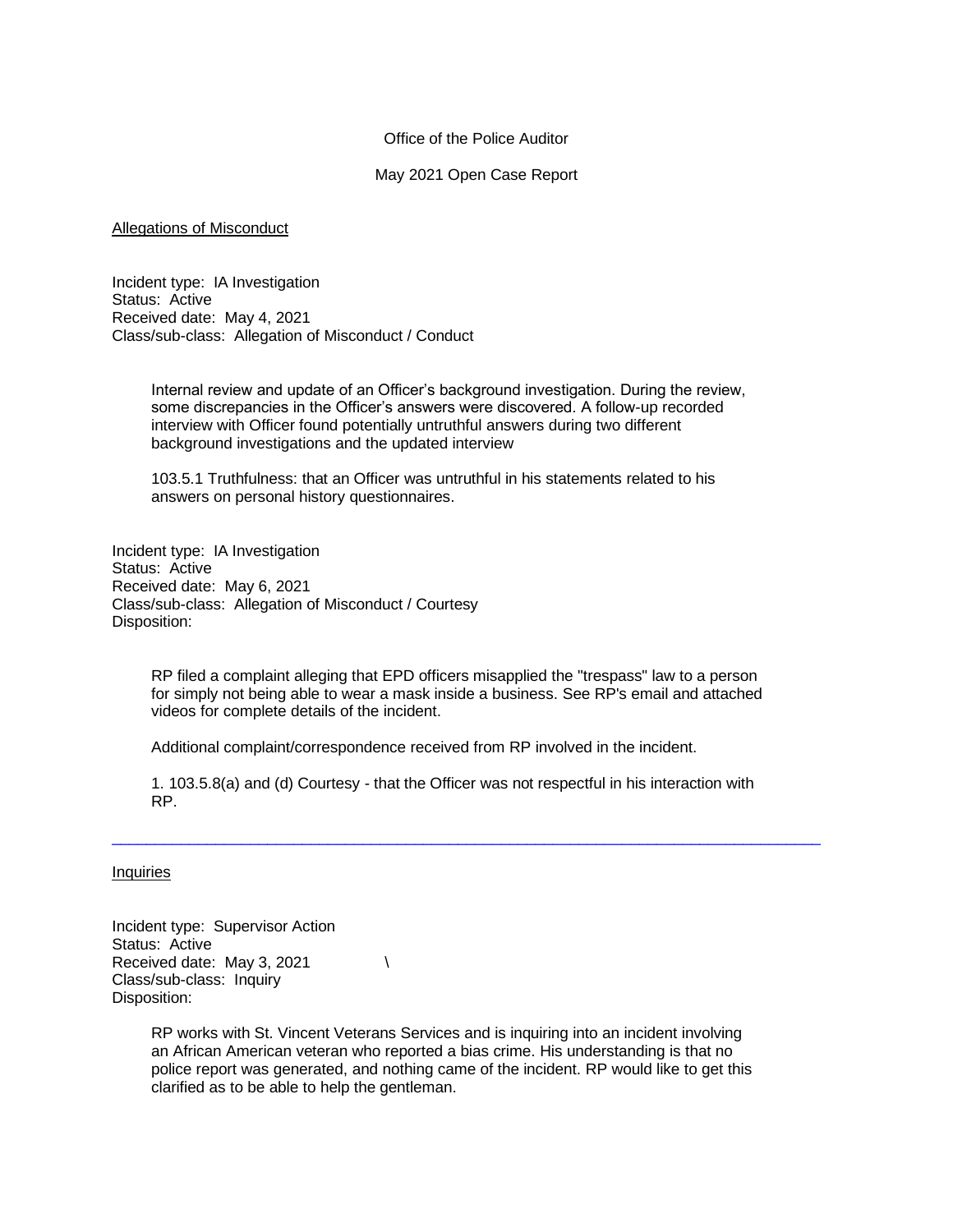Office of the Police Auditor

May 2021 Open Case Report

Allegations of Misconduct

Incident type: IA Investigation
Status: Active
Received date: May 4, 2021
Class/sub-class: Allegation of Misconduct / Conduct

> Internal review and update of an Officer's background investigation. During the review, some discrepancies in the Officer's answers were discovered. A follow-up recorded interview with Officer found potentially untruthful answers during two different background investigations and the updated interview
>
> 103.5.1 Truthfulness: that an Officer was untruthful in his statements related to his answers on personal history questionnaires.

Incident type: IA Investigation
Status: Active
Received date: May 6, 2021
Class/sub-class: Allegation of Misconduct / Courtesy
Disposition:

> RP filed a complaint alleging that EPD officers misapplied the "trespass" law to a person for simply not being able to wear a mask inside a business. See RP's email and attached videos for complete details of the incident.
>
> Additional complaint/correspondence received from RP involved in the incident.
>
> 1. 103.5.8(a) and (d) Courtesy - that the Officer was not respectful in his interaction with RP.

---

Inquiries

Incident type: Supervisor Action
Status: Active
Received date: May 3, 2021 \
Class/sub-class: Inquiry
Disposition:

> RP works with St. Vincent Veterans Services and is inquiring into an incident involving an African American veteran who reported a bias crime. His understanding is that no police report was generated, and nothing came of the incident. RP would like to get this clarified as to be able to help the gentleman.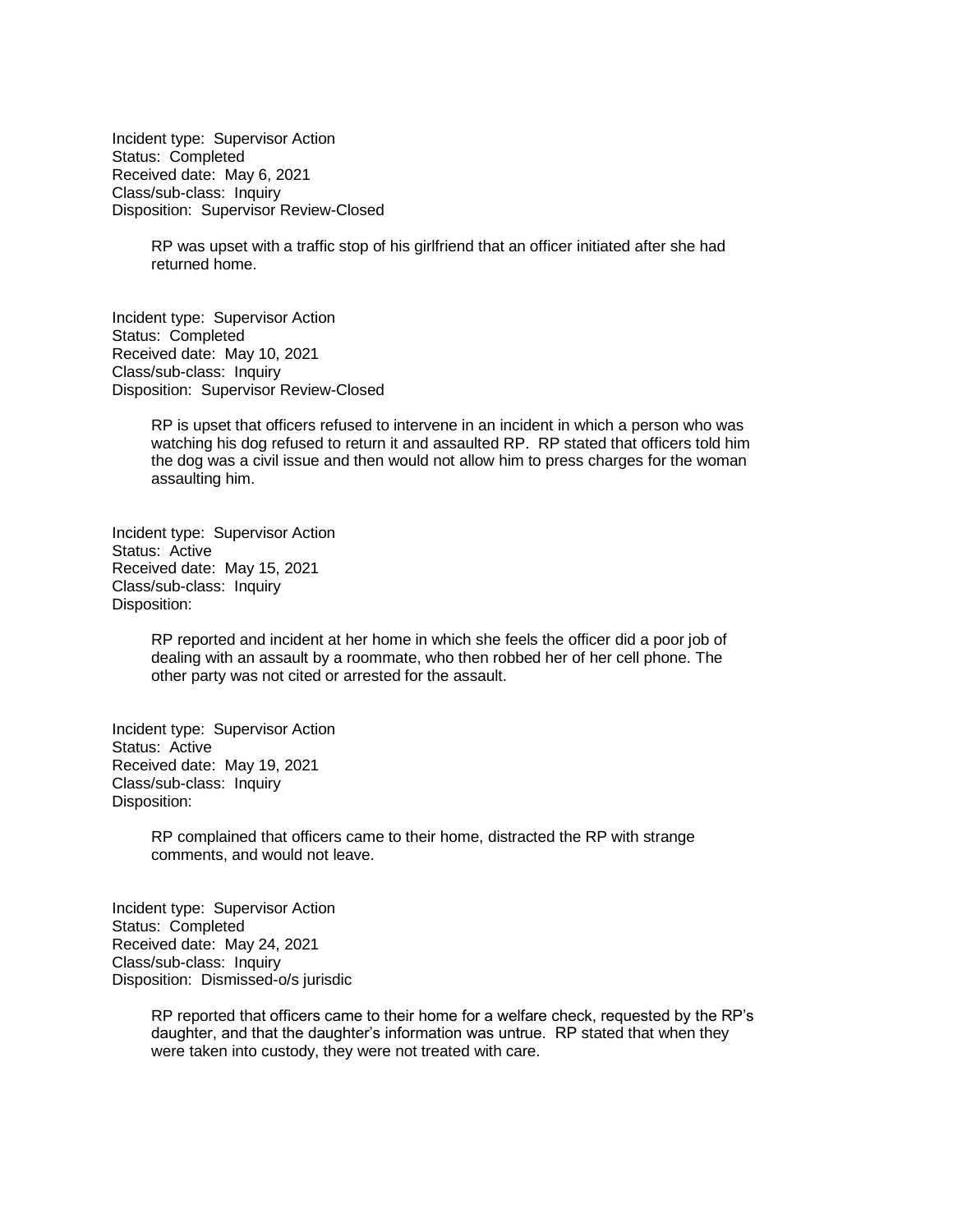Incident type: Supervisor Action
Status: Completed
Received date: May 6, 2021
Class/sub-class: Inquiry
Disposition: Supervisor Review-Closed

> RP was upset with a traffic stop of his girlfriend that an officer initiated after she had returned home.

Incident type: Supervisor Action
Status: Completed
Received date: May 10, 2021
Class/sub-class: Inquiry
Disposition: Supervisor Review-Closed

> RP is upset that officers refused to intervene in an incident in which a person who was watching his dog refused to return it and assaulted RP. RP stated that officers told him the dog was a civil issue and then would not allow him to press charges for the woman assaulting him.

Incident type: Supervisor Action
Status: Active
Received date: May 15, 2021
Class/sub-class: Inquiry
Disposition:

> RP reported and incident at her home in which she feels the officer did a poor job of dealing with an assault by a roommate, who then robbed her of her cell phone. The other party was not cited or arrested for the assault.

Incident type: Supervisor Action
Status: Active
Received date: May 19, 2021
Class/sub-class: Inquiry
Disposition:

> RP complained that officers came to their home, distracted the RP with strange comments, and would not leave.

Incident type: Supervisor Action
Status: Completed
Received date: May 24, 2021
Class/sub-class: Inquiry
Disposition: Dismissed-o/s jurisdic

> RP reported that officers came to their home for a welfare check, requested by the RP's daughter, and that the daughter's information was untrue. RP stated that when they were taken into custody, they were not treated with care.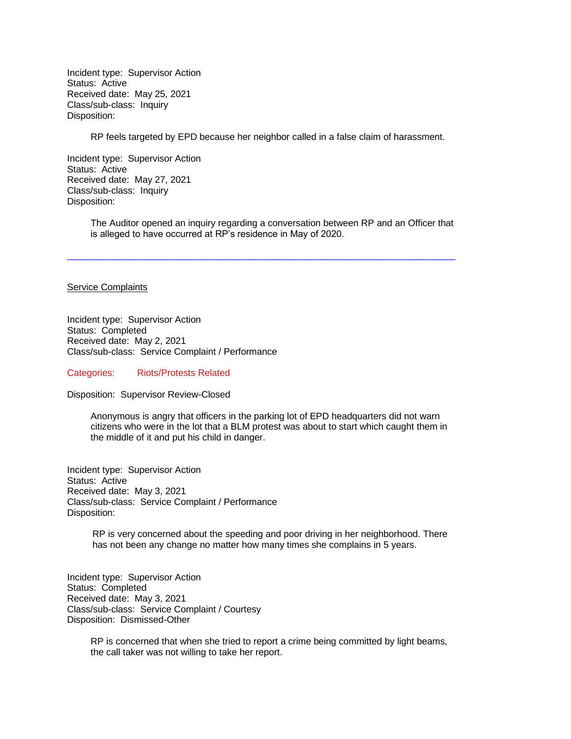Incident type: Supervisor Action
Status: Active
Received date: May 25, 2021
Class/sub-class: Inquiry
Disposition:

> RP feels targeted by EPD because her neighbor called in a false claim of harassment.

Incident type: Supervisor Action
Status: Active
Received date: May 27, 2021
Class/sub-class: Inquiry
Disposition:

> The Auditor opened an inquiry regarding a conversation between RP and an Officer that is alleged to have occurred at RP's residence in May of 2020.

---

Service Complaints

Incident type: Supervisor Action
Status: Completed
Received date: May 2, 2021
Class/sub-class: Service Complaint / Performance

Categories: Riots/Protests Related

Disposition: Supervisor Review-Closed

> Anonymous is angry that officers in the parking lot of EPD headquarters did not warn citizens who were in the lot that a BLM protest was about to start which caught them in the middle of it and put his child in danger.

Incident type: Supervisor Action
Status: Active
Received date: May 3, 2021
Class/sub-class: Service Complaint / Performance
Disposition:

> RP is very concerned about the speeding and poor driving in her neighborhood. There has not been any change no matter how many times she complains in 5 years.

Incident type: Supervisor Action
Status: Completed
Received date: May 3, 2021
Class/sub-class: Service Complaint / Courtesy
Disposition: Dismissed-Other

> RP is concerned that when she tried to report a crime being committed by light beams, the call taker was not willing to take her report.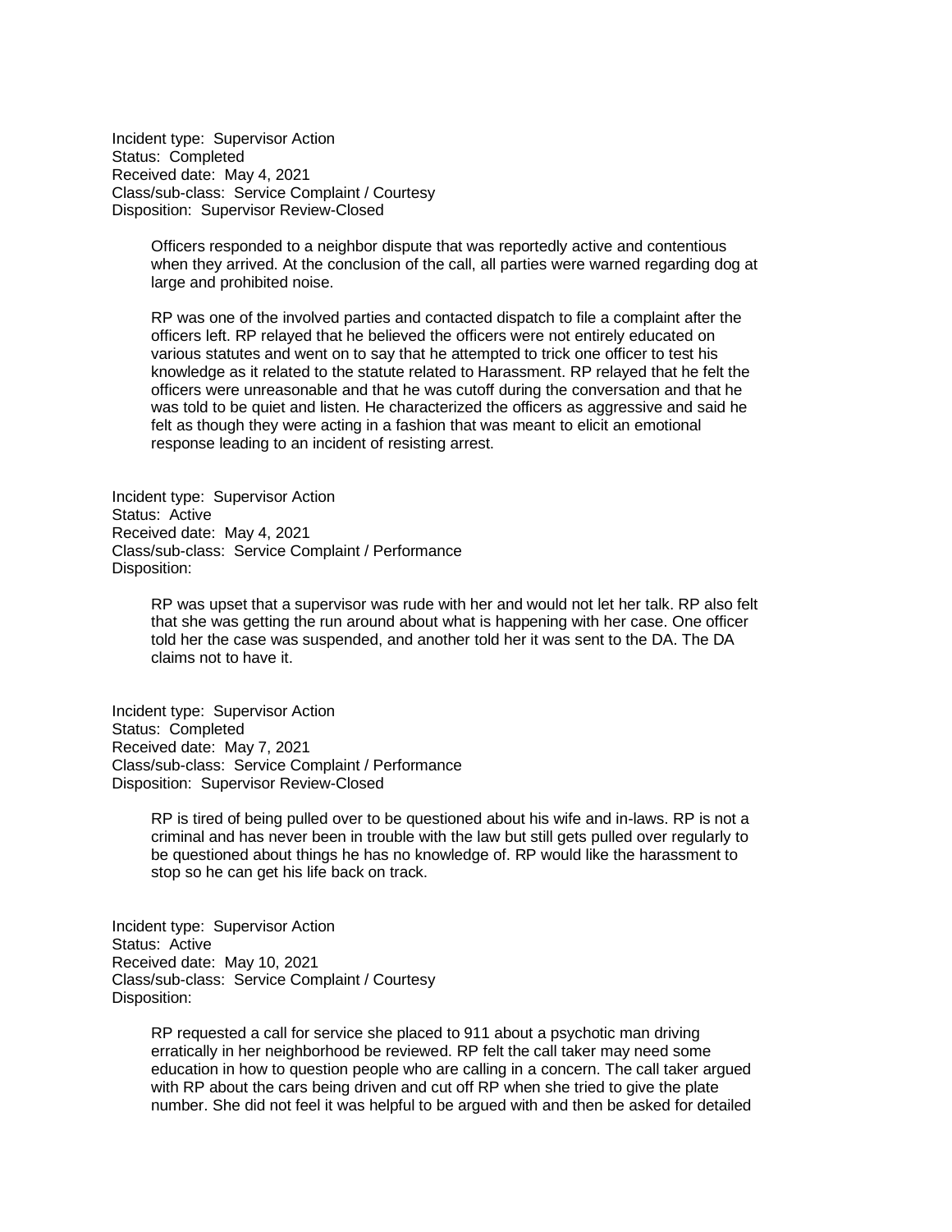Incident type: Supervisor Action
Status: Completed
Received date: May 4, 2021
Class/sub-class: Service Complaint / Courtesy
Disposition: Supervisor Review-Closed

> Officers responded to a neighbor dispute that was reportedly active and contentious when they arrived. At the conclusion of the call, all parties were warned regarding dog at large and prohibited noise.
>
> RP was one of the involved parties and contacted dispatch to file a complaint after the officers left. RP relayed that he believed the officers were not entirely educated on various statutes and went on to say that he attempted to trick one officer to test his knowledge as it related to the statute related to Harassment. RP relayed that he felt the officers were unreasonable and that he was cutoff during the conversation and that he was told to be quiet and listen. He characterized the officers as aggressive and said he felt as though they were acting in a fashion that was meant to elicit an emotional response leading to an incident of resisting arrest.

Incident type: Supervisor Action
Status: Active
Received date: May 4, 2021
Class/sub-class: Service Complaint / Performance
Disposition:

> RP was upset that a supervisor was rude with her and would not let her talk. RP also felt that she was getting the run around about what is happening with her case. One officer told her the case was suspended, and another told her it was sent to the DA. The DA claims not to have it.

Incident type: Supervisor Action
Status: Completed
Received date: May 7, 2021
Class/sub-class: Service Complaint / Performance
Disposition: Supervisor Review-Closed

> RP is tired of being pulled over to be questioned about his wife and in-laws. RP is not a criminal and has never been in trouble with the law but still gets pulled over regularly to be questioned about things he has no knowledge of. RP would like the harassment to stop so he can get his life back on track.

Incident type: Supervisor Action
Status: Active
Received date: May 10, 2021
Class/sub-class: Service Complaint / Courtesy
Disposition:

> RP requested a call for service she placed to 911 about a psychotic man driving erratically in her neighborhood be reviewed. RP felt the call taker may need some education in how to question people who are calling in a concern. The call taker argued with RP about the cars being driven and cut off RP when she tried to give the plate number. She did not feel it was helpful to be argued with and then be asked for detailed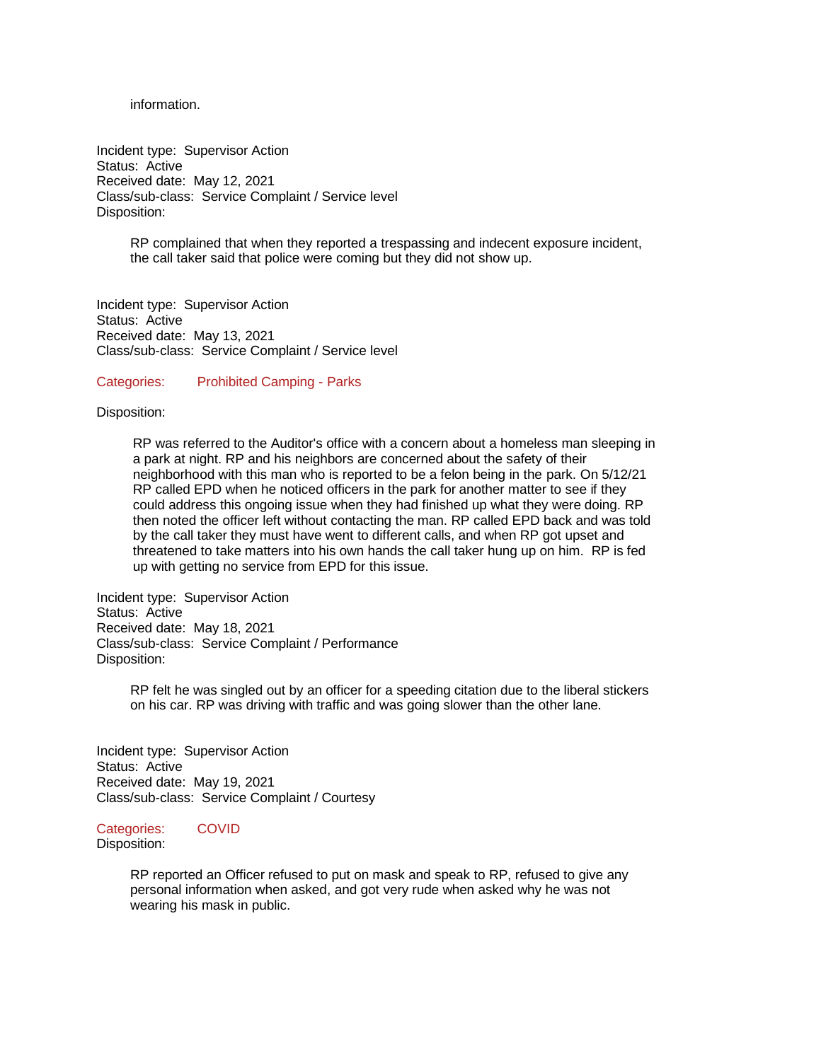information.

Incident type: Supervisor Action
Status: Active
Received date: May 12, 2021
Class/sub-class: Service Complaint / Service level
Disposition:

RP complained that when they reported a trespassing and indecent exposure incident, the call taker said that police were coming but they did not show up.

Incident type: Supervisor Action
Status: Active
Received date: May 13, 2021
Class/sub-class: Service Complaint / Service level

Categories: Prohibited Camping - Parks

Disposition:

RP was referred to the Auditor's office with a concern about a homeless man sleeping in a park at night. RP and his neighbors are concerned about the safety of their neighborhood with this man who is reported to be a felon being in the park. On 5/12/21 RP called EPD when he noticed officers in the park for another matter to see if they could address this ongoing issue when they had finished up what they were doing. RP then noted the officer left without contacting the man. RP called EPD back and was told by the call taker they must have went to different calls, and when RP got upset and threatened to take matters into his own hands the call taker hung up on him. RP is fed up with getting no service from EPD for this issue.

Incident type: Supervisor Action
Status: Active
Received date: May 18, 2021
Class/sub-class: Service Complaint / Performance
Disposition:

RP felt he was singled out by an officer for a speeding citation due to the liberal stickers on his car. RP was driving with traffic and was going slower than the other lane.

Incident type: Supervisor Action
Status: Active
Received date: May 19, 2021
Class/sub-class: Service Complaint / Courtesy

Categories: COVID

Disposition:

RP reported an Officer refused to put on mask and speak to RP, refused to give any personal information when asked, and got very rude when asked why he was not wearing his mask in public.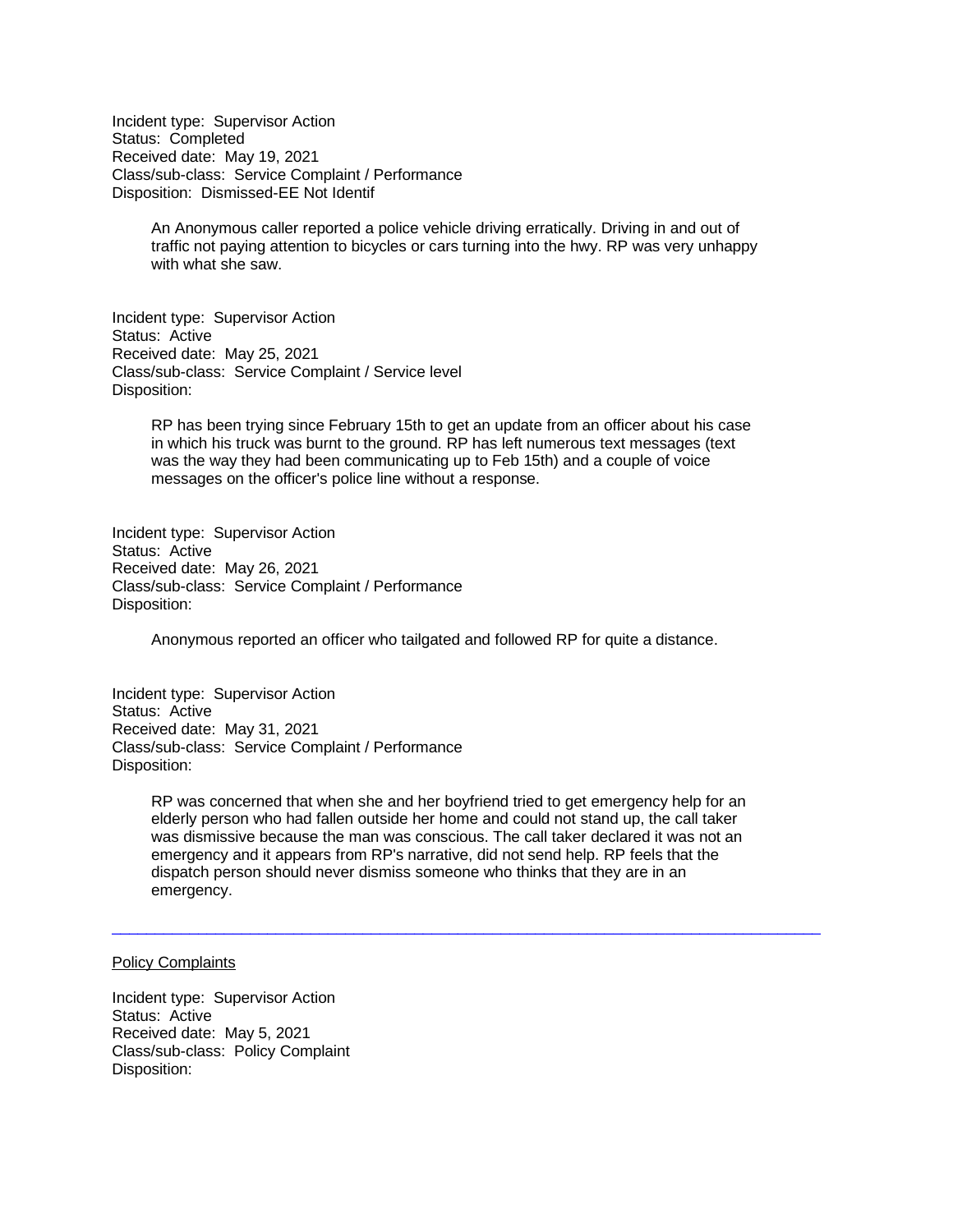Incident type: Supervisor Action
Status: Completed
Received date: May 19, 2021
Class/sub-class: Service Complaint / Performance
Disposition: Dismissed-EE Not Identif

> An Anonymous caller reported a police vehicle driving erratically. Driving in and out of traffic not paying attention to bicycles or cars turning into the hwy. RP was very unhappy with what she saw.

Incident type: Supervisor Action
Status: Active
Received date: May 25, 2021
Class/sub-class: Service Complaint / Service level
Disposition:

> RP has been trying since February 15th to get an update from an officer about his case in which his truck was burnt to the ground. RP has left numerous text messages (text was the way they had been communicating up to Feb 15th) and a couple of voice messages on the officer's police line without a response.

Incident type: Supervisor Action
Status: Active
Received date: May 26, 2021
Class/sub-class: Service Complaint / Performance
Disposition:

> Anonymous reported an officer who tailgated and followed RP for quite a distance.

Incident type: Supervisor Action
Status: Active
Received date: May 31, 2021
Class/sub-class: Service Complaint / Performance
Disposition:

> RP was concerned that when she and her boyfriend tried to get emergency help for an elderly person who had fallen outside her home and could not stand up, the call taker was dismissive because the man was conscious. The call taker declared it was not an emergency and it appears from RP's narrative, did not send help. RP feels that the dispatch person should never dismiss someone who thinks that they are in an emergency.

---

Policy Complaints

Incident type: Supervisor Action
Status: Active
Received date: May 5, 2021
Class/sub-class: Policy Complaint
Disposition: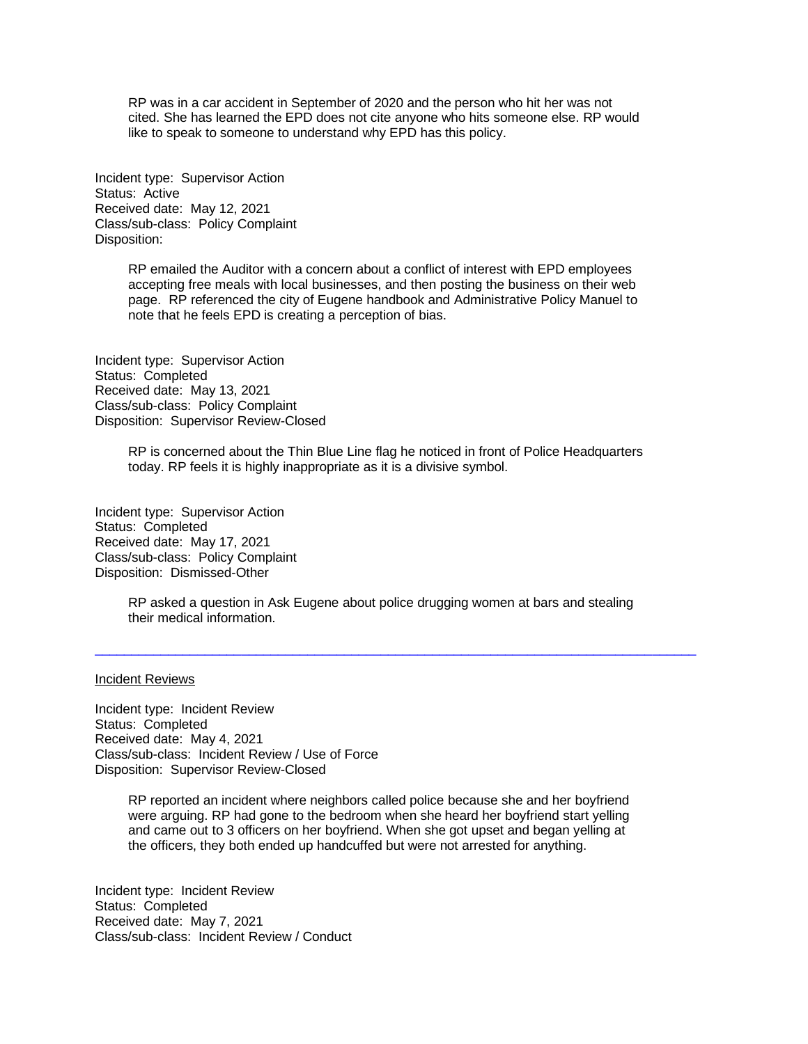RP was in a car accident in September of 2020 and the person who hit her was not cited. She has learned the EPD does not cite anyone who hits someone else. RP would like to speak to someone to understand why EPD has this policy.

Incident type: Supervisor Action
Status: Active
Received date: May 12, 2021
Class/sub-class: Policy Complaint
Disposition:

RP emailed the Auditor with a concern about a conflict of interest with EPD employees accepting free meals with local businesses, and then posting the business on their web page. RP referenced the city of Eugene handbook and Administrative Policy Manuel to note that he feels EPD is creating a perception of bias.

Incident type: Supervisor Action
Status: Completed
Received date: May 13, 2021
Class/sub-class: Policy Complaint
Disposition: Supervisor Review-Closed

RP is concerned about the Thin Blue Line flag he noticed in front of Police Headquarters today. RP feels it is highly inappropriate as it is a divisive symbol.

Incident type: Supervisor Action
Status: Completed
Received date: May 17, 2021
Class/sub-class: Policy Complaint
Disposition: Dismissed-Other

RP asked a question in Ask Eugene about police drugging women at bars and stealing their medical information.

---

Incident Reviews

Incident type: Incident Review
Status: Completed
Received date: May 4, 2021
Class/sub-class: Incident Review / Use of Force
Disposition: Supervisor Review-Closed

RP reported an incident where neighbors called police because she and her boyfriend were arguing. RP had gone to the bedroom when she heard her boyfriend start yelling and came out to 3 officers on her boyfriend. When she got upset and began yelling at the officers, they both ended up handcuffed but were not arrested for anything.

Incident type: Incident Review
Status: Completed
Received date: May 7, 2021
Class/sub-class: Incident Review / Conduct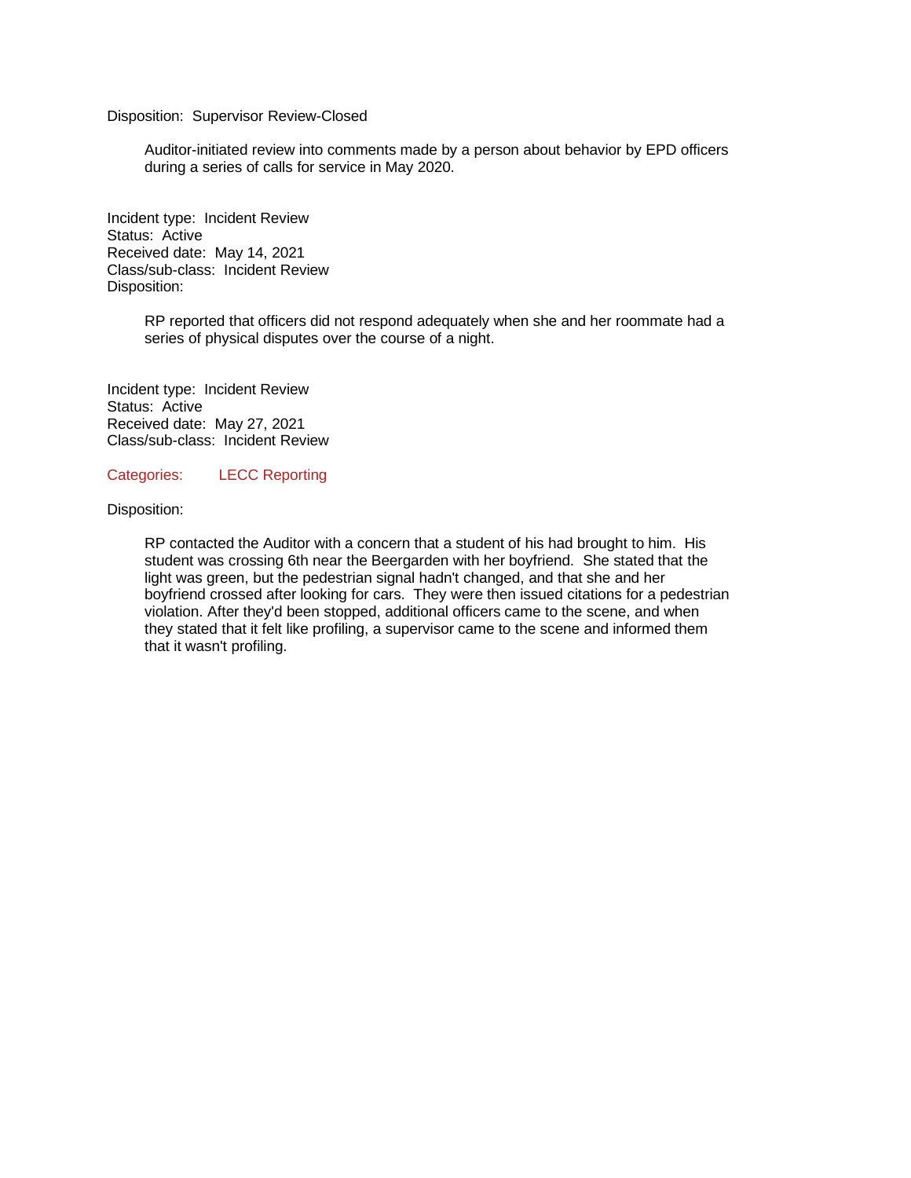Disposition: Supervisor Review-Closed

> Auditor-initiated review into comments made by a person about behavior by EPD officers during a series of calls for service in May 2020.

Incident type: Incident Review
Status: Active
Received date: May 14, 2021
Class/sub-class: Incident Review
Disposition:

> RP reported that officers did not respond adequately when she and her roommate had a series of physical disputes over the course of a night.

Incident type: Incident Review
Status: Active
Received date: May 27, 2021
Class/sub-class: Incident Review

Categories: LECC Reporting

Disposition:

> RP contacted the Auditor with a concern that a student of his had brought to him. His student was crossing 6th near the Beergarden with her boyfriend. She stated that the light was green, but the pedestrian signal hadn't changed, and that she and her boyfriend crossed after looking for cars. They were then issued citations for a pedestrian violation. After they'd been stopped, additional officers came to the scene, and when they stated that it felt like profiling, a supervisor came to the scene and informed them that it wasn't profiling.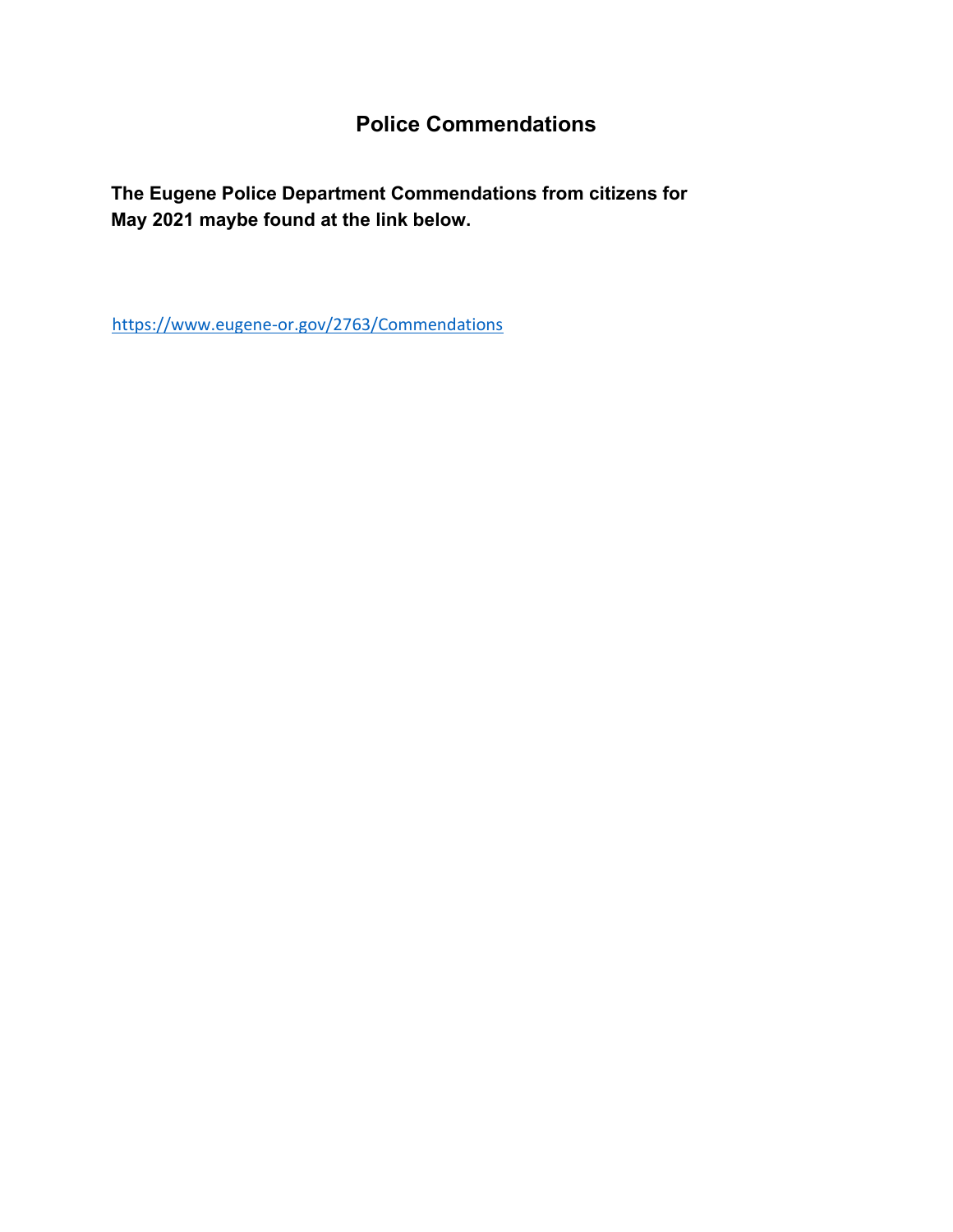# Police Commendations

**The Eugene Police Department Commendations from citizens for May 2021 maybe found at the link below.**

https://www.eugene-or.gov/2763/Commendations